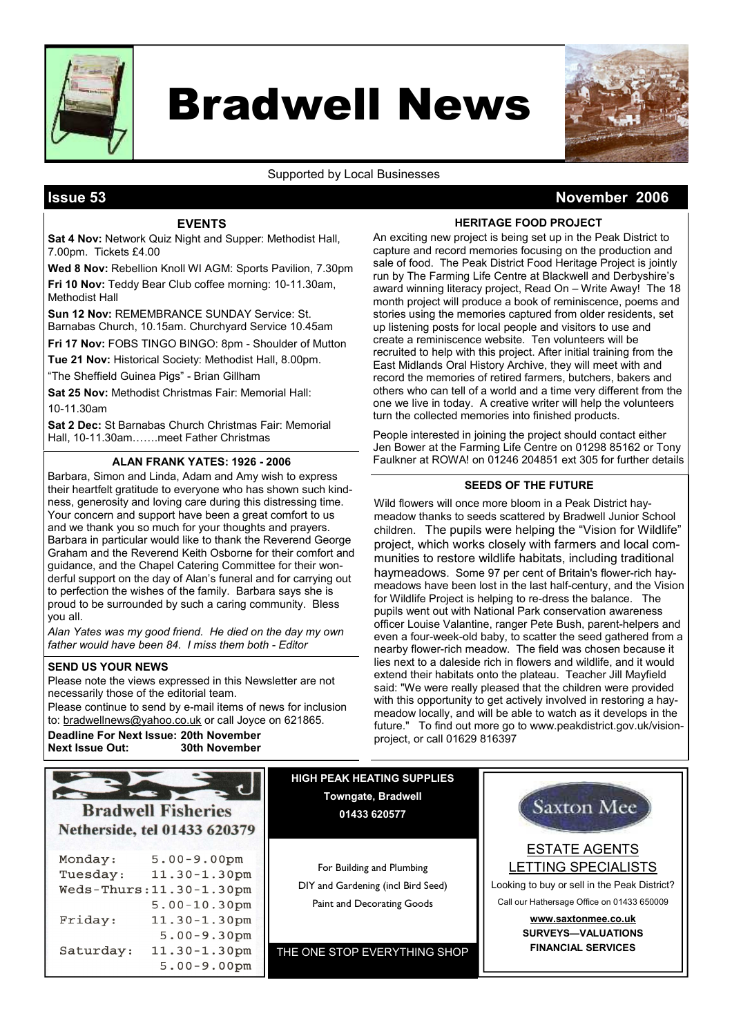# Bradwell News

Supported by Local Businesses

**Issue 53** **November 2006**

## EVENTS

**Sat 4 Nov:** Network Quiz Night and Supper: Methodist Hall, 7.00pm. Tickets £4.00

**Wed 8 Nov:** Rebellion Knoll WI AGM: Sports Pavilion, 7.30pm

**Fri 10 Nov:** Teddy Bear Club coffee morning: 10-11.30am, Methodist Hall

**Sun 12 Nov:** REMEMBRANCE SUNDAY Service: St. Barnabas Church, 10.15am. Churchyard Service 10.45am

**Fri 17 Nov:** FOBS TINGO BINGO: 8pm - Shoulder of Mutton

**Tue 21 Nov:** Historical Society: Methodist Hall, 8.00pm.

"The Sheffield Guinea Pigs" - Brian Gillham

**Sat 25 Nov:** Methodist Christmas Fair: Memorial Hall: 10-11.30am

**Sat 2 Dec:** St Barnabas Church Christmas Fair: Memorial Hall, 10-11.30am…….meet Father Christmas

## ALAN FRANK YATES: 1926 - 2006

Barbara, Simon and Linda, Adam and Amy wish to express their heartfelt gratitude to everyone who has shown such kindness, generosity and loving care during this distressing time. Your concern and support have been a great comfort to us and we thank you so much for your thoughts and prayers. Barbara in particular would like to thank the Reverend George Graham and the Reverend Keith Osborne for their comfort and guidance, and the Chapel Catering Committee for their wonderful support on the day of Alan's funeral and for carrying out to perfection the wishes of the family. Barbara says she is proud to be surrounded by such a caring community. Bless you all.

*Alan Yates was my good friend. He died on the day my own father would have been 84. I miss them both - Editor*

## SEND US YOUR NEWS

Please note the views expressed in this Newsletter are not necessarily those of the editorial team.

Please continue to send by e-mail items of news for inclusion to: bradwellnews@yahoo.co.uk or call Joyce on 621865.

**Deadline For Next Issue: 20th November**
**Next Issue Out: 30th November**

## HERITAGE FOOD PROJECT

An exciting new project is being set up in the Peak District to capture and record memories focusing on the production and sale of food. The Peak District Food Heritage Project is jointly run by The Farming Life Centre at Blackwell and Derbyshire's award winning literacy project, Read On – Write Away! The 18 month project will produce a book of reminiscence, poems and stories using the memories captured from older residents, set up listening posts for local people and visitors to use and create a reminiscence website. Ten volunteers will be recruited to help with this project. After initial training from the East Midlands Oral History Archive, they will meet with and record the memories of retired farmers, butchers, bakers and others who can tell of a world and a time very different from the one we live in today. A creative writer will help the volunteers turn the collected memories into finished products.

People interested in joining the project should contact either Jen Bower at the Farming Life Centre on 01298 85162 or Tony Faulkner at ROWA! on 01246 204851 ext 305 for further details

## SEEDS OF THE FUTURE

Wild flowers will once more bloom in a Peak District hay-meadow thanks to seeds scattered by Bradwell Junior School children. The pupils were helping the "Vision for Wildlife" project, which works closely with farmers and local communities to restore wildlife habitats, including traditional haymeadows. Some 97 per cent of Britain's flower-rich hay-meadows have been lost in the last half-century, and the Vision for Wildlife Project is helping to re-dress the balance. The pupils went out with National Park conservation awareness officer Louise Valantine, ranger Pete Bush, parent-helpers and even a four-week-old baby, to scatter the seed gathered from a nearby flower-rich meadow. The field was chosen because it lies next to a daleside rich in flowers and wildlife, and it would extend their habitats onto the plateau. Teacher Jill Mayfield said: "We were really pleased that the children were provided with this opportunity to get actively involved in restoring a hay-meadow locally, and will be able to watch as it develops in the future." To find out more go to www.peakdistrict.gov.uk/vision-project, or call 01629 816397

---

**Bradwell Fisheries**
**Netherside, tel 01433 620379**

| | |
|---|---|
| Monday: | 5.00-9.00pm |
| Tuesday: | 11.30-1.30pm |
| Weds-Thurs: | 11.30-1.30pm |
| | 5.00-10.30pm |
| Friday: | 11.30-1.30pm |
| | 5.00-9.30pm |
| Saturday: | 11.30-1.30pm |
| | 5.00-9.00pm |

---

**HIGH PEAK HEATING SUPPLIES**
**Towngate, Bradwell**
**01433 620577**

For Building and Plumbing

DIY and Gardening (incl Bird Seed)

Paint and Decorating Goods

THE ONE STOP EVERYTHING SHOP

---

Saxton Mee

ESTATE AGENTS
LETTING SPECIALISTS

Looking to buy or sell in the Peak District?

Call our Hathersage Office on 01433 650009

**www.saxtonmee.co.uk**

**SURVEYS—VALUATIONS**
**FINANCIAL SERVICES**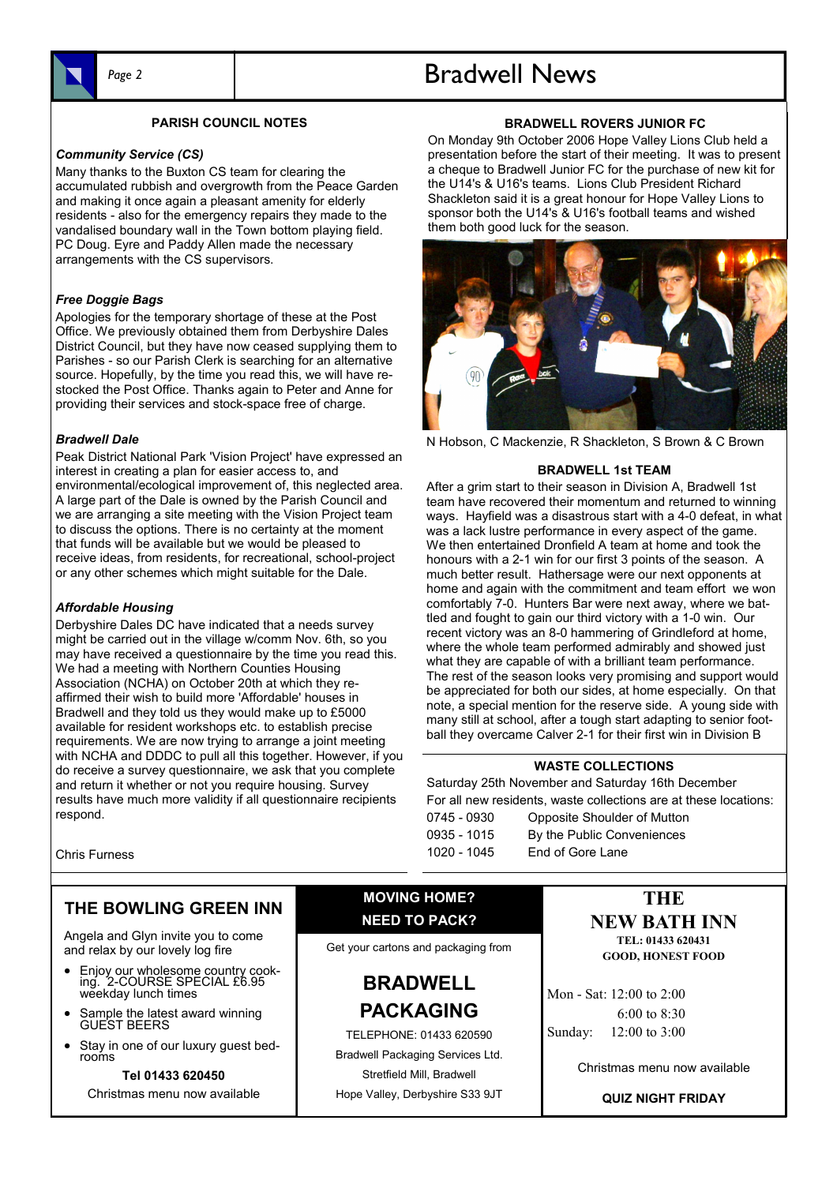## PARISH COUNCIL NOTES

### *Community Service (CS)*

Many thanks to the Buxton CS team for clearing the accumulated rubbish and overgrowth from the Peace Garden and making it once again a pleasant amenity for elderly residents - also for the emergency repairs they made to the vandalised boundary wall in the Town bottom playing field. PC Doug. Eyre and Paddy Allen made the necessary arrangements with the CS supervisors.

### *Free Doggie Bags*

Apologies for the temporary shortage of these at the Post Office. We previously obtained them from Derbyshire Dales District Council, but they have now ceased supplying them to Parishes - so our Parish Clerk is searching for an alternative source. Hopefully, by the time you read this, we will have re-stocked the Post Office. Thanks again to Peter and Anne for providing their services and stock-space free of charge.

### *Bradwell Dale*

Peak District National Park 'Vision Project' have expressed an interest in creating a plan for easier access to, and environmental/ecological improvement of, this neglected area. A large part of the Dale is owned by the Parish Council and we are arranging a site meeting with the Vision Project team to discuss the options. There is no certainty at the moment that funds will be available but we would be pleased to receive ideas, from residents, for recreational, school-project or any other schemes which might suitable for the Dale.

### *Affordable Housing*

Derbyshire Dales DC have indicated that a needs survey might be carried out in the village w/comm Nov. 6th, so you may have received a questionnaire by the time you read this. We had a meeting with Northern Counties Housing Association (NCHA) on October 20th at which they re-affirmed their wish to build more 'Affordable' houses in Bradwell and they told us they would make up to £5000 available for resident workshops etc. to establish precise requirements. We are now trying to arrange a joint meeting with NCHA and DDDC to pull all this together. However, if you do receive a survey questionnaire, we ask that you complete and return it whether or not you require housing. Survey results have much more validity if all questionnaire recipients respond.

Chris Furness

## BRADWELL ROVERS JUNIOR FC

On Monday 9th October 2006 Hope Valley Lions Club held a presentation before the start of their meeting. It was to present a cheque to Bradwell Junior FC for the purchase of new kit for the U14's & U16's teams. Lions Club President Richard Shackleton said it is a great honour for Hope Valley Lions to sponsor both the U14's & U16's football teams and wished them both good luck for the season.

N Hobson, C Mackenzie, R Shackleton, S Brown & C Brown

## BRADWELL 1st TEAM

After a grim start to their season in Division A, Bradwell 1st team have recovered their momentum and returned to winning ways. Hayfield was a disastrous start with a 4-0 defeat, in what was a lack lustre performance in every aspect of the game. We then entertained Dronfield A team at home and took the honours with a 2-1 win for our first 3 points of the season. A much better result. Hathersage were our next opponents at home and again with the commitment and team effort we won comfortably 7-0. Hunters Bar were next away, where we battled and fought to gain our third victory with a 1-0 win. Our recent victory was an 8-0 hammering of Grindleford at home, where the whole team performed admirably and showed just what they are capable of with a brilliant team performance. The rest of the season looks very promising and support would be appreciated for both our sides, at home especially. On that note, a special mention for the reserve side. A young side with many still at school, after a tough start adapting to senior football they overcame Calver 2-1 for their first win in Division B

## WASTE COLLECTIONS

Saturday 25th November and Saturday 16th December

For all new residents, waste collections are at these locations:

| | |
|---|---|
| 0745 - 0930 | Opposite Shoulder of Mutton |
| 0935 - 1015 | By the Public Conveniences |
| 1020 - 1045 | End of Gore Lane |

---

## THE BOWLING GREEN INN

Angela and Glyn invite you to come and relax by our lovely log fire

- Enjoy our wholesome country cooking. 2-COURSE SPECIAL £6.95 weekday lunch times
- Sample the latest award winning GUEST BEERS
- Stay in one of our luxury guest bedrooms

**Tel 01433 620450**

Christmas menu now available

---

**MOVING HOME?**
**NEED TO PACK?**

Get your cartons and packaging from

## BRADWELL PACKAGING

TELEPHONE: 01433 620590
Bradwell Packaging Services Ltd.
Stretfield Mill, Bradwell
Hope Valley, Derbyshire S33 9JT

---

## THE NEW BATH INN

**TEL: 01433 620431**
**GOOD, HONEST FOOD**

Mon - Sat: 12:00 to 2:00
6:00 to 8:30
Sunday: 12:00 to 3:00

Christmas menu now available

**QUIZ NIGHT FRIDAY**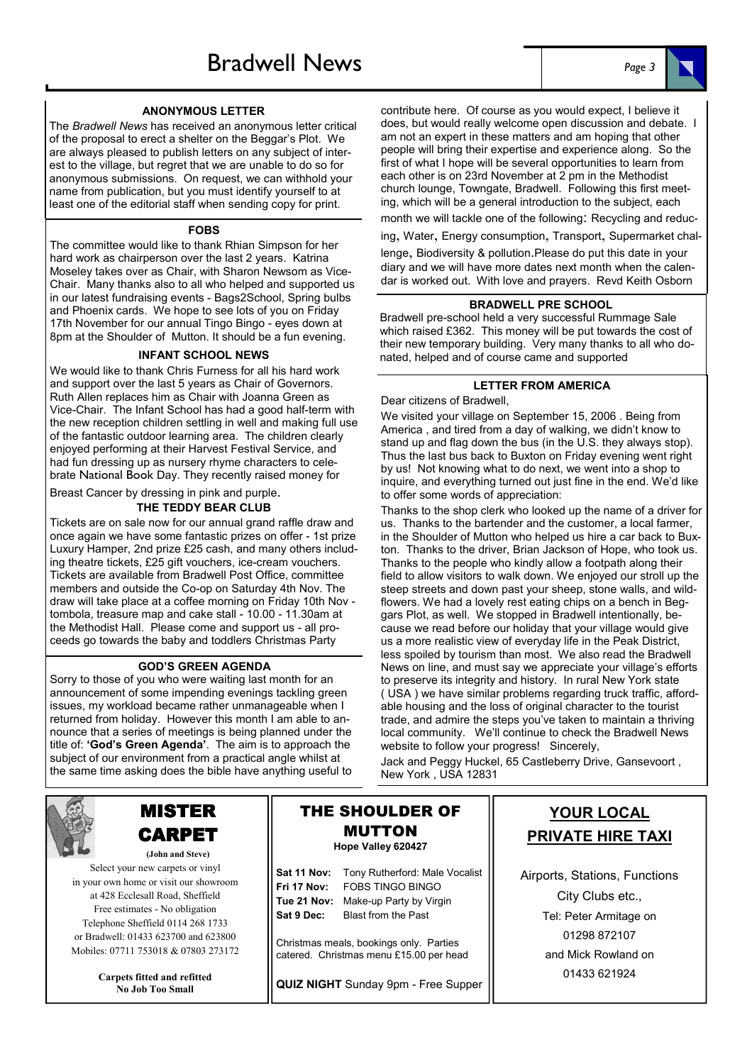### ANONYMOUS LETTER

The *Bradwell News* has received an anonymous letter critical of the proposal to erect a shelter on the Beggar's Plot. We are always pleased to publish letters on any subject of interest to the village, but regret that we are unable to do so for anonymous submissions. On request, we can withhold your name from publication, but you must identify yourself to at least one of the editorial staff when sending copy for print.

### FOBS

The committee would like to thank Rhian Simpson for her hard work as chairperson over the last 2 years. Katrina Moseley takes over as Chair, with Sharon Newsom as Vice-Chair. Many thanks also to all who helped and supported us in our latest fundraising events - Bags2School, Spring bulbs and Phoenix cards. We hope to see lots of you on Friday 17th November for our annual Tingo Bingo - eyes down at 8pm at the Shoulder of Mutton. It should be a fun evening.

### INFANT SCHOOL NEWS

We would like to thank Chris Furness for all his hard work and support over the last 5 years as Chair of Governors. Ruth Allen replaces him as Chair with Joanna Green as Vice-Chair. The Infant School has had a good half-term with the new reception children settling in well and making full use of the fantastic outdoor learning area. The children clearly enjoyed performing at their Harvest Festival Service, and had fun dressing up as nursery rhyme characters to celebrate National Book Day. They recently raised money for Breast Cancer by dressing in pink and purple.

### THE TEDDY BEAR CLUB

Tickets are on sale now for our annual grand raffle draw and once again we have some fantastic prizes on offer - 1st prize Luxury Hamper, 2nd prize £25 cash, and many others including theatre tickets, £25 gift vouchers, ice-cream vouchers. Tickets are available from Bradwell Post Office, committee members and outside the Co-op on Saturday 4th Nov. The draw will take place at a coffee morning on Friday 10th Nov - tombola, treasure map and cake stall - 10.00 - 11.30am at the Methodist Hall. Please come and support us - all proceeds go towards the baby and toddlers Christmas Party

### GOD'S GREEN AGENDA

Sorry to those of you who were waiting last month for an announcement of some impending evenings tackling green issues, my workload became rather unmanageable when I returned from holiday. However this month I am able to announce that a series of meetings is being planned under the title of: **'God's Green Agenda'**. The aim is to approach the subject of our environment from a practical angle whilst at the same time asking does the bible have anything useful to contribute here. Of course as you would expect, I believe it does, but would really welcome open discussion and debate. I am not an expert in these matters and am hoping that other people will bring their expertise and experience along. So the first of what I hope will be several opportunities to learn from each other is on 23rd November at 2 pm in the Methodist church lounge, Towngate, Bradwell. Following this first meeting, which will be a general introduction to the subject, each month we will tackle one of the following: Recycling and reducing, Water, Energy consumption, Transport, Supermarket challenge, Biodiversity & pollution. Please do put this date in your diary and we will have more dates next month when the calendar is worked out. With love and prayers. Revd Keith Osborn

### BRADWELL PRE SCHOOL

Bradwell pre-school held a very successful Rummage Sale which raised £362. This money will be put towards the cost of their new temporary building. Very many thanks to all who donated, helped and of course came and supported

### LETTER FROM AMERICA

Dear citizens of Bradwell,

We visited your village on September 15, 2006 . Being from America , and tired from a day of walking, we didn't know to stand up and flag down the bus (in the U.S. they always stop). Thus the last bus back to Buxton on Friday evening went right by us! Not knowing what to do next, we went into a shop to inquire, and everything turned out just fine in the end. We'd like to offer some words of appreciation:

Thanks to the shop clerk who looked up the name of a driver for us. Thanks to the bartender and the customer, a local farmer, in the Shoulder of Mutton who helped us hire a car back to Buxton. Thanks to the driver, Brian Jackson of Hope, who took us. Thanks to the people who kindly allow a footpath along their field to allow visitors to walk down. We enjoyed our stroll up the steep streets and down past your sheep, stone walls, and wildflowers. We had a lovely rest eating chips on a bench in Beggars Plot, as well. We stopped in Bradwell intentionally, because we read before our holiday that your village would give us a more realistic view of everyday life in the Peak District, less spoiled by tourism than most. We also read the Bradwell News on line, and must say we appreciate your village's efforts to preserve its integrity and history. In rural New York state ( USA ) we have similar problems regarding truck traffic, affordable housing and the loss of original character to the tourist trade, and admire the steps you've taken to maintain a thriving local community. We'll continue to check the Bradwell News website to follow your progress! Sincerely,

Jack and Peggy Huckel, 65 Castleberry Drive, Gansevoort , New York , USA 12831

---

## MISTER CARPET

**(John and Steve)**

Select your new carpets or vinyl in your own home or visit our showroom at 428 Ecclesall Road, Sheffield

Free estimates - No obligation

Telephone Sheffield 0114 268 1733 or Bradwell: 01433 623700 and 623800

Mobiles: 07711 753018 & 07803 273172

**Carpets fitted and refitted**
**No Job Too Small**

---

## THE SHOULDER OF MUTTON

**Hope Valley 620427**

| | |
|---|---|
| **Sat 11 Nov:** | Tony Rutherford: Male Vocalist |
| **Fri 17 Nov:** | FOBS TINGO BINGO |
| **Tue 21 Nov:** | Make-up Party by Virgin |
| **Sat 9 Dec:** | Blast from the Past |

Christmas meals, bookings only. Parties catered. Christmas menu £15.00 per head

**QUIZ NIGHT** Sunday 9pm - Free Supper

---

## YOUR LOCAL PRIVATE HIRE TAXI

Airports, Stations, Functions

City Clubs etc.,

Tel: Peter Armitage on 01298 872107

and Mick Rowland on 01433 621924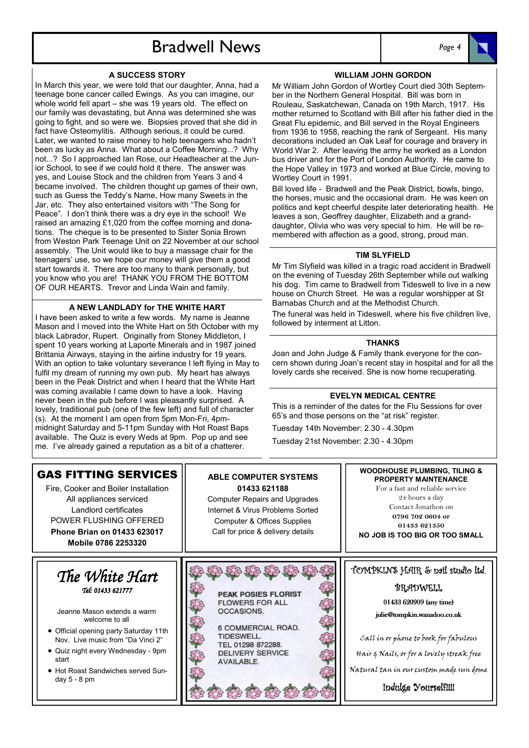## A SUCCESS STORY

In March this year, we were told that our daughter, Anna, had a teenage bone cancer called Ewings. As you can imagine, our whole world fell apart – she was 19 years old. The effect on our family was devastating, but Anna was determined she was going to fight, and so were we. Biopsies proved that she did in fact have Osteomylitis. Although serious, it could be cured. Later, we wanted to raise money to help teenagers who hadn't been as lucky as Anna. What about a Coffee Morning...? Why not...? So I approached Ian Rose, our Headteacher at the Junior School, to see if we could hold it there. The answer was yes, and Louise Stock and the children from Years 3 and 4 became involved. The children thought up games of their own, such as Guess the Teddy's Name, How many Sweets in the Jar, etc. They also entertained visitors with "The Song for Peace". I don't think there was a dry eye in the school! We raised an amazing £1,020 from the coffee morning and donations. The cheque is to be presented to Sister Sonia Brown from Weston Park Teenage Unit on 22 November at our school assembly. The Unit would like to buy a massage chair for the teenagers' use, so we hope our money will give them a good start towards it. There are too many to thank personally, but you know who you are! THANK YOU FROM THE BOTTOM OF OUR HEARTS. Trevor and Linda Wain and family.

## A NEW LANDLADY for THE WHITE HART

I have been asked to write a few words. My name is Jeanne Mason and I moved into the White Hart on 5th October with my black Labrador, Rupert. Originally from Stoney Middleton, I spent 10 years working at Laporte Minerals and in 1987 joined Brittania Airways, staying in the airline industry for 19 years. With an option to take voluntary severance I left flying in May to fulfil my dream of running my own pub. My heart has always been in the Peak District and when I heard that the White Hart was coming available I came down to have a look. Having never been in the pub before I was pleasantly surprised. A lovely, traditional pub (one of the few left) and full of character (s). At the moment I am open from 5pm Mon-Fri, 4pm-midnight Saturday and 5-11pm Sunday with Hot Roast Baps available. The Quiz is every Weds at 9pm. Pop up and see me. I've already gained a reputation as a bit of a chatterer.

## WILLIAM JOHN GORDON

Mr William John Gordon of Wortley Court died 30th September in the Northern General Hospital. Bill was born in Rouleau, Saskatchewan, Canada on 19th March, 1917. His mother returned to Scotland with Bill after his father died in the Great Flu epidemic, and Bill served in the Royal Engineers from 1936 to 1958, reaching the rank of Sergeant. His many decorations included an Oak Leaf for courage and bravery in World War 2. After leaving the army he worked as a London bus driver and for the Port of London Authority. He came to the Hope Valley in 1973 and worked at Blue Circle, moving to Wortley Court in 1991.

Bill loved life - Bradwell and the Peak District, bowls, bingo, the horses, music and the occasional dram. He was keen on politics and kept cheerful despite later deteriorating health. He leaves a son, Geoffrey daughter, Elizabeth and a granddaughter, Olivia who was very special to him. He will be remembered with affection as a good, strong, proud man.

## TIM SLYFIELD

Mr Tim Slyfield was killed in a tragic road accident in Bradwell on the evening of Tuesday 26th September while out walking his dog. Tim came to Bradwell from Tideswell to live in a new house on Church Street. He was a regular worshipper at St Barnabas Church and at the Methodist Church.

The funeral was held in Tideswell, where his five children live, followed by interment at Litton.

## THANKS

Joan and John Judge & Family thank everyone for the concern shown during Joan's recent stay in hospital and for all the lovely cards she received. She is now home recuperating.

## EVELYN MEDICAL CENTRE

This is a reminder of the dates for the Flu Sessions for over 65's and those persons on the "at risk" register.

Tuesday 14th November: 2.30 - 4.30pm

Tuesday 21st November: 2.30 - 4.30pm

---

## GAS FITTING SERVICES

Fire, Cooker and Boiler Installation
All appliances serviced
Landlord certificates
POWER FLUSHING OFFERED
**Phone Brian on 01433 623017**
**Mobile 0786 2253320**

---

**ABLE COMPUTER SYSTEMS**
**01433 621188**
Computer Repairs and Upgrades
Internet & Virus Problems Sorted
Computer & Offices Supplies
Call for price & delivery details

---

**WOODHOUSE PLUMBING, TILING & PROPERTY MAINTENANCE**
For a fast and reliable service
24 hours a day
Contact Jonathon on
**0796 702 0604 or**
**01433 621350**
**NO JOB IS TOO BIG OR TOO SMALL**

---

## *The White Hart*

*Tel: 01433 621777*

Jeanne Mason extends a warm welcome to all

- Official opening party Saturday 11th Nov. Live music from "Da Vinci 2"
- Quiz night every Wednesday - 9pm start
- Hot Roast Sandwiches served Sunday 5 - 8 pm

---

**PEAK POSIES FLORIST**
FLOWERS FOR ALL OCCASIONS.

6 COMMERCIAL ROAD.
TIDESWELL.
TEL 01298 872288.
DELIVERY SERVICE AVAILABLE.

---

TOMPKINS HAIR & nail studio ltd.

BRADWELL

01433 620909 (any time)

julie@tompkin.wanadoo.co.uk

*Call in or phone to book for fabulous Hair & Nails, or for a lovely streak free Natural tan in our custom made sun dome*

Indulge Yourself!!!!